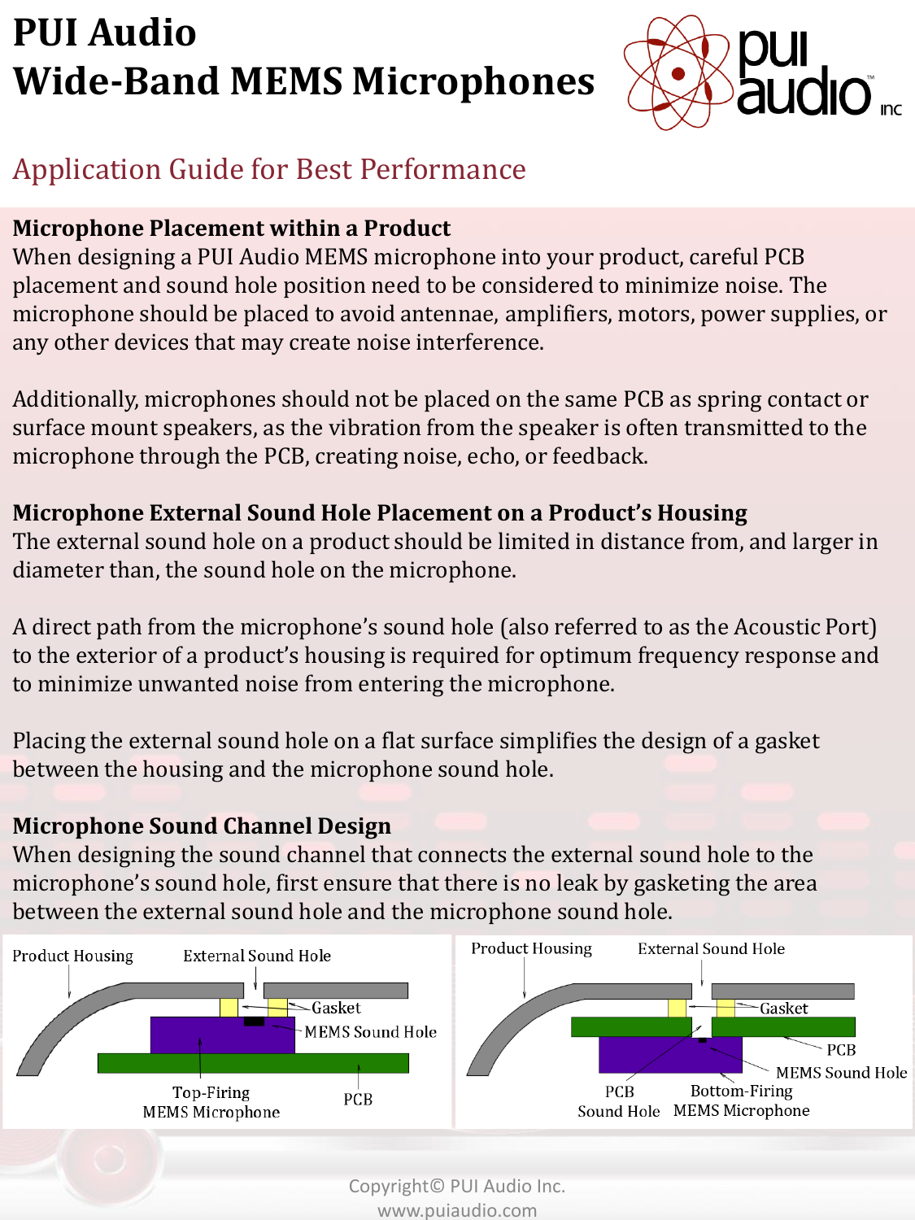# PUI Audio Wide-Band MEMS Microphones

## Application Guide for Best Performance

### Microphone Placement within a Product

When designing a PUI Audio MEMS microphone into your product, careful PCB placement and sound hole position need to be considered to minimize noise. The microphone should be placed to avoid antennae, amplifiers, motors, power supplies, or any other devices that may create noise interference.

Additionally, microphones should not be placed on the same PCB as spring contact or surface mount speakers, as the vibration from the speaker is often transmitted to the microphone through the PCB, creating noise, echo, or feedback.

### Microphone External Sound Hole Placement on a Product's Housing

The external sound hole on a product should be limited in distance from, and larger in diameter than, the sound hole on the microphone.

A direct path from the microphone's sound hole (also referred to as the Acoustic Port) to the exterior of a product's housing is required for optimum frequency response and to minimize unwanted noise from entering the microphone.

Placing the external sound hole on a flat surface simplifies the design of a gasket between the housing and the microphone sound hole.

### Microphone Sound Channel Design

When designing the sound channel that connects the external sound hole to the microphone's sound hole, first ensure that there is no leak by gasketing the area between the external sound hole and the microphone sound hole.

Product Housing, External Sound Hole, Gasket, MEMS Sound Hole, Top-Firing MEMS Microphone, PCB

Product Housing, External Sound Hole, Gasket, PCB, MEMS Sound Hole, PCB Sound Hole, Bottom-Firing MEMS Microphone

Copyright© PUI Audio Inc.
www.puiaudio.com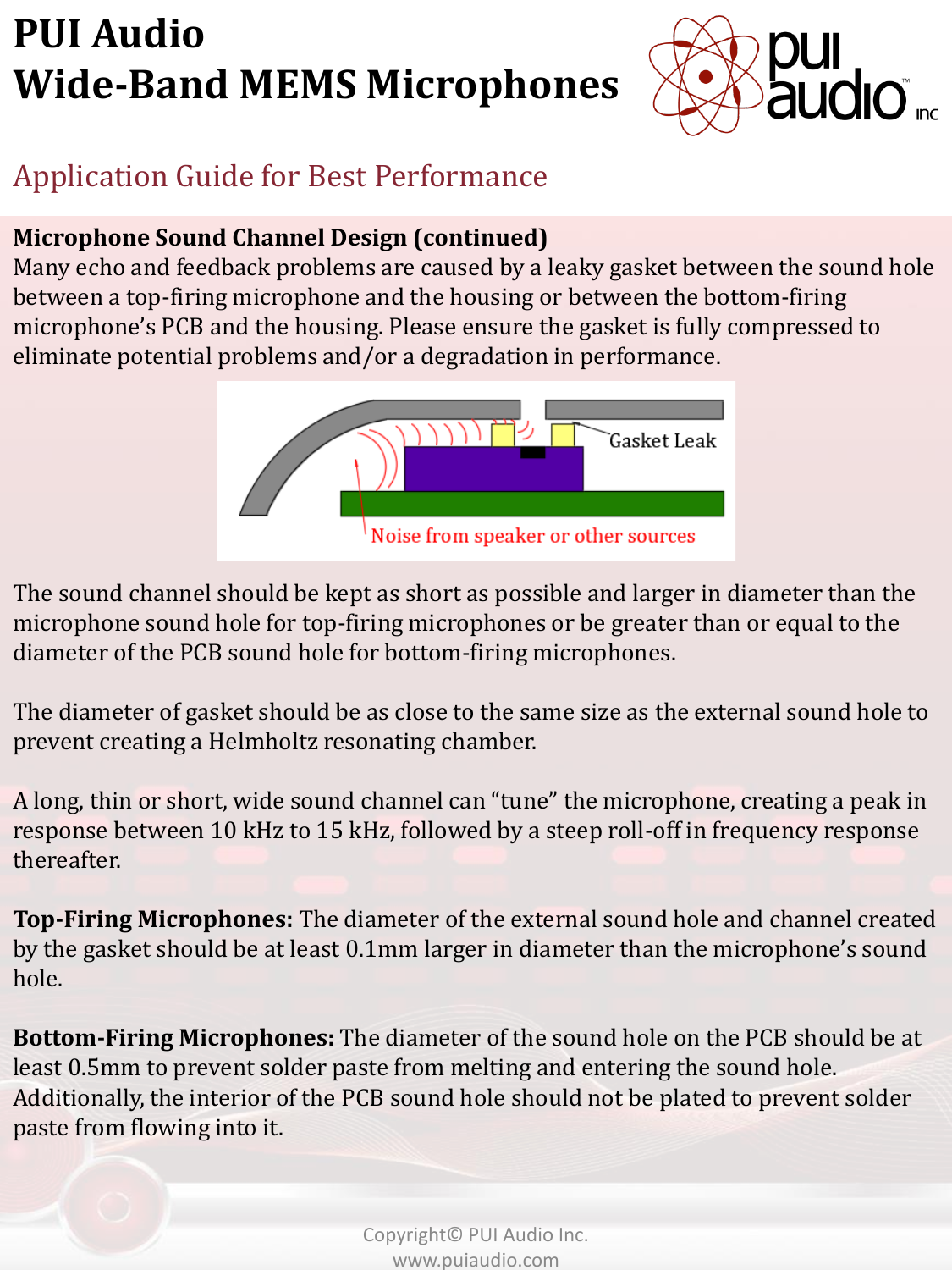# PUI Audio
# Wide-Band MEMS Microphones

## Application Guide for Best Performance

**Microphone Sound Channel Design (continued)**

Many echo and feedback problems are caused by a leaky gasket between the sound hole between a top-firing microphone and the housing or between the bottom-firing microphone's PCB and the housing. Please ensure the gasket is fully compressed to eliminate potential problems and/or a degradation in performance.

Gasket Leak

Noise from speaker or other sources

The sound channel should be kept as short as possible and larger in diameter than the microphone sound hole for top-firing microphones or be greater than or equal to the diameter of the PCB sound hole for bottom-firing microphones.

The diameter of gasket should be as close to the same size as the external sound hole to prevent creating a Helmholtz resonating chamber.

A long, thin or short, wide sound channel can "tune" the microphone, creating a peak in response between 10 kHz to 15 kHz, followed by a steep roll-off in frequency response thereafter.

**Top-Firing Microphones:** The diameter of the external sound hole and channel created by the gasket should be at least 0.1mm larger in diameter than the microphone's sound hole.

**Bottom-Firing Microphones:** The diameter of the sound hole on the PCB should be at least 0.5mm to prevent solder paste from melting and entering the sound hole. Additionally, the interior of the PCB sound hole should not be plated to prevent solder paste from flowing into it.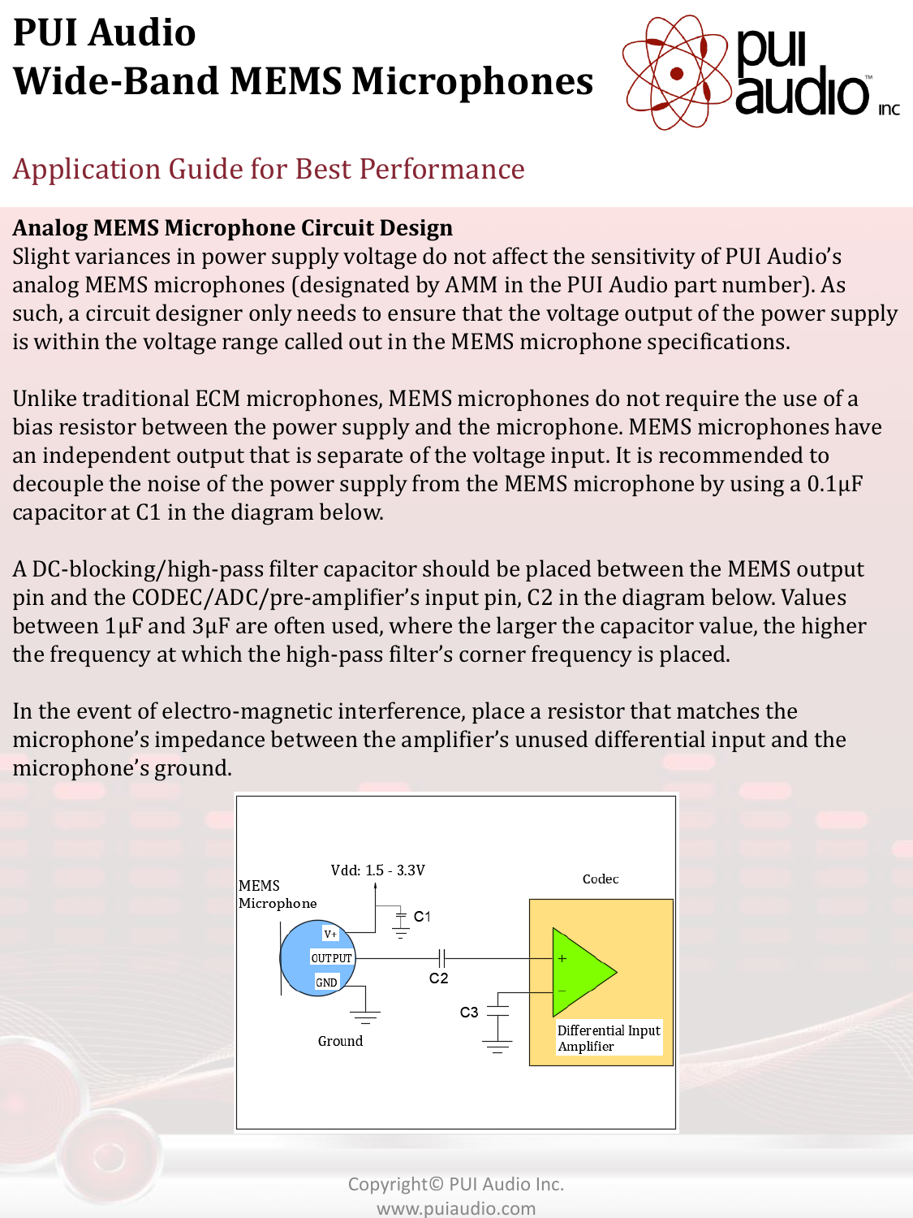# PUI Audio
# Wide-Band MEMS Microphones

## Application Guide for Best Performance

### Analog MEMS Microphone Circuit Design

Slight variances in power supply voltage do not affect the sensitivity of PUI Audio's analog MEMS microphones (designated by AMM in the PUI Audio part number). As such, a circuit designer only needs to ensure that the voltage output of the power supply is within the voltage range called out in the MEMS microphone specifications.

Unlike traditional ECM microphones, MEMS microphones do not require the use of a bias resistor between the power supply and the microphone. MEMS microphones have an independent output that is separate of the voltage input. It is recommended to decouple the noise of the power supply from the MEMS microphone by using a 0.1μF capacitor at C1 in the diagram below.

A DC-blocking/high-pass filter capacitor should be placed between the MEMS output pin and the CODEC/ADC/pre-amplifier's input pin, C2 in the diagram below. Values between 1μF and 3μF are often used, where the larger the capacitor value, the higher the frequency at which the high-pass filter's corner frequency is placed.

In the event of electro-magnetic interference, place a resistor that matches the microphone's impedance between the amplifier's unused differential input and the microphone's ground.

MEMS Microphone | Vdd: 1.5 - 3.3V | V+ | OUTPUT | GND | C1 | C2 | C3 | Ground | Codec | Differential Input Amplifier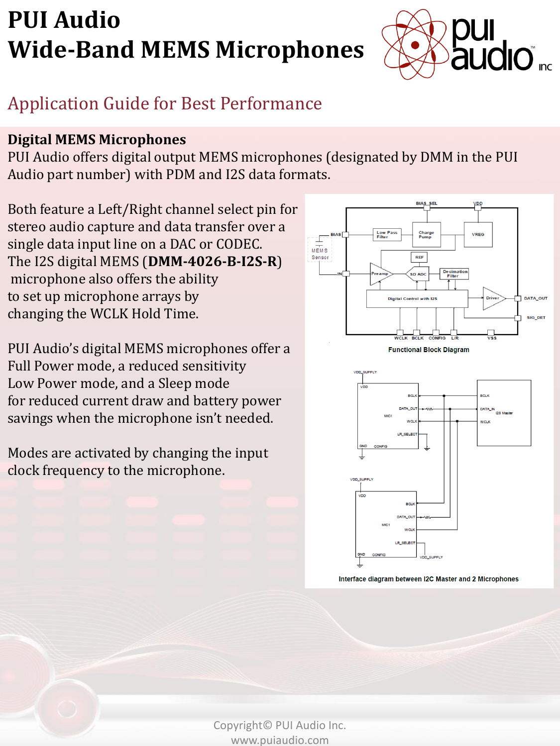# PUI Audio
# Wide-Band MEMS Microphones

## Application Guide for Best Performance

### Digital MEMS Microphones

PUI Audio offers digital output MEMS microphones (designated by DMM in the PUI Audio part number) with PDM and I2S data formats.

Both feature a Left/Right channel select pin for stereo audio capture and data transfer over a single data input line on a DAC or CODEC. The I2S digital MEMS (**DMM-4026-B-I2S-R**) microphone also offers the ability to set up microphone arrays by changing the WCLK Hold Time.

PUI Audio's digital MEMS microphones offer a Full Power mode, a reduced sensitivity Low Power mode, and a Sleep mode for reduced current draw and battery power savings when the microphone isn't needed.

Modes are activated by changing the input clock frequency to the microphone.

Functional Block Diagram

Interface diagram between I2C Master and 2 Microphones

Copyright© PUI Audio Inc.
www.puiaudio.com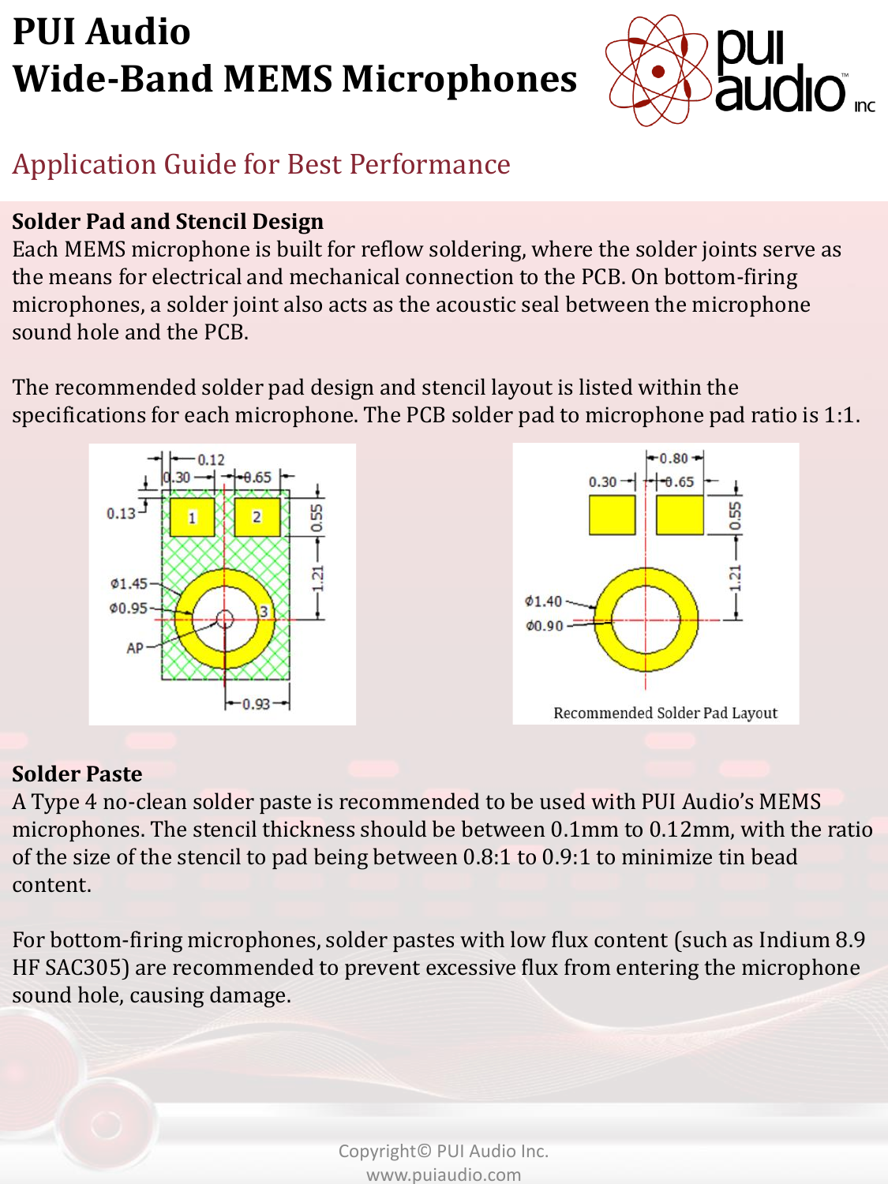# PUI Audio
# Wide-Band MEMS Microphones

## Application Guide for Best Performance

### Solder Pad and Stencil Design

Each MEMS microphone is built for reflow soldering, where the solder joints serve as the means for electrical and mechanical connection to the PCB. On bottom-firing microphones, a solder joint also acts as the acoustic seal between the microphone sound hole and the PCB.

The recommended solder pad design and stencil layout is listed within the specifications for each microphone. The PCB solder pad to microphone pad ratio is 1:1.

Recommended Solder Pad Layout

### Solder Paste

A Type 4 no-clean solder paste is recommended to be used with PUI Audio's MEMS microphones. The stencil thickness should be between 0.1mm to 0.12mm, with the ratio of the size of the stencil to pad being between 0.8:1 to 0.9:1 to minimize tin bead content.

For bottom-firing microphones, solder pastes with low flux content (such as Indium 8.9 HF SAC305) are recommended to prevent excessive flux from entering the microphone sound hole, causing damage.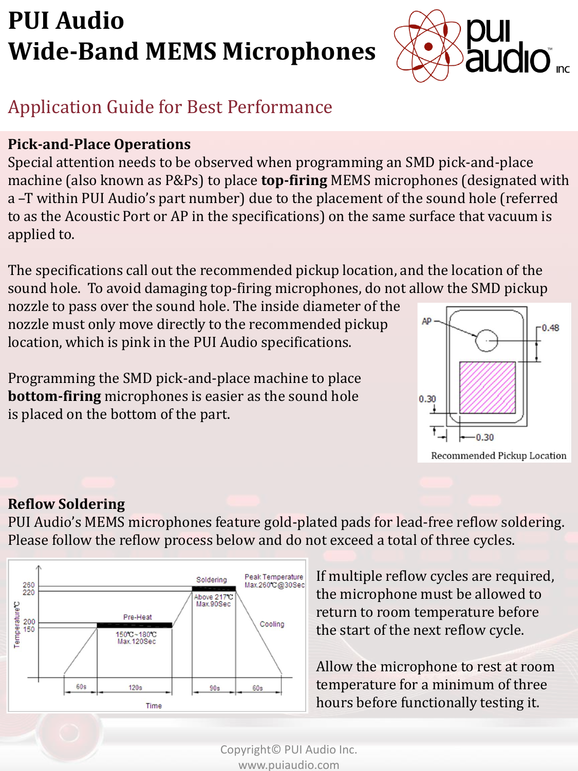# PUI Audio
# Wide-Band MEMS Microphones

## Application Guide for Best Performance

### Pick-and-Place Operations

Special attention needs to be observed when programming an SMD pick-and-place machine (also known as P&Ps) to place **top-firing** MEMS microphones (designated with a –T within PUI Audio's part number) due to the placement of the sound hole (referred to as the Acoustic Port or AP in the specifications) on the same surface that vacuum is applied to.

The specifications call out the recommended pickup location, and the location of the sound hole. To avoid damaging top-firing microphones, do not allow the SMD pickup nozzle to pass over the sound hole. The inside diameter of the nozzle must only move directly to the recommended pickup location, which is pink in the PUI Audio specifications.

Programming the SMD pick-and-place machine to place **bottom-firing** microphones is easier as the sound hole is placed on the bottom of the part.

Recommended Pickup Location

### Reflow Soldering

PUI Audio's MEMS microphones feature gold-plated pads for lead-free reflow soldering. Please follow the reflow process below and do not exceed a total of three cycles.

If multiple reflow cycles are required, the microphone must be allowed to return to room temperature before the start of the next reflow cycle.

Allow the microphone to rest at room temperature for a minimum of three hours before functionally testing it.

Copyright© PUI Audio Inc.
www.puiaudio.com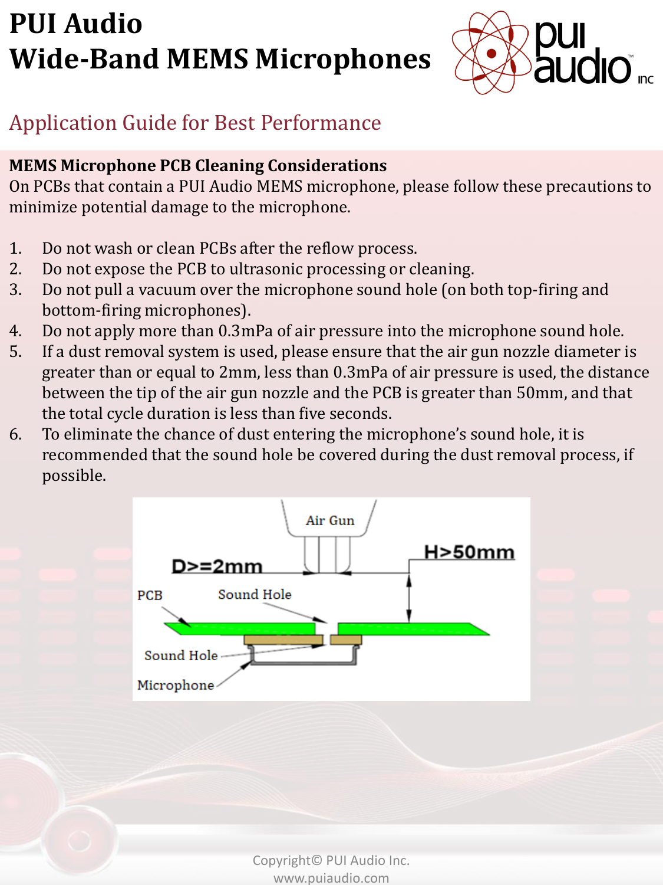# PUI Audio
# Wide-Band MEMS Microphones

## Application Guide for Best Performance

### MEMS Microphone PCB Cleaning Considerations

On PCBs that contain a PUI Audio MEMS microphone, please follow these precautions to minimize potential damage to the microphone.

1. Do not wash or clean PCBs after the reflow process.
2. Do not expose the PCB to ultrasonic processing or cleaning.
3. Do not pull a vacuum over the microphone sound hole (on both top-firing and bottom-firing microphones).
4. Do not apply more than 0.3mPa of air pressure into the microphone sound hole.
5. If a dust removal system is used, please ensure that the air gun nozzle diameter is greater than or equal to 2mm, less than 0.3mPa of air pressure is used, the distance between the tip of the air gun nozzle and the PCB is greater than 50mm, and that the total cycle duration is less than five seconds.
6. To eliminate the chance of dust entering the microphone's sound hole, it is recommended that the sound hole be covered during the dust removal process, if possible.

Air Gun
D>=2mm
H>50mm
PCB
Sound Hole
Sound Hole
Microphone